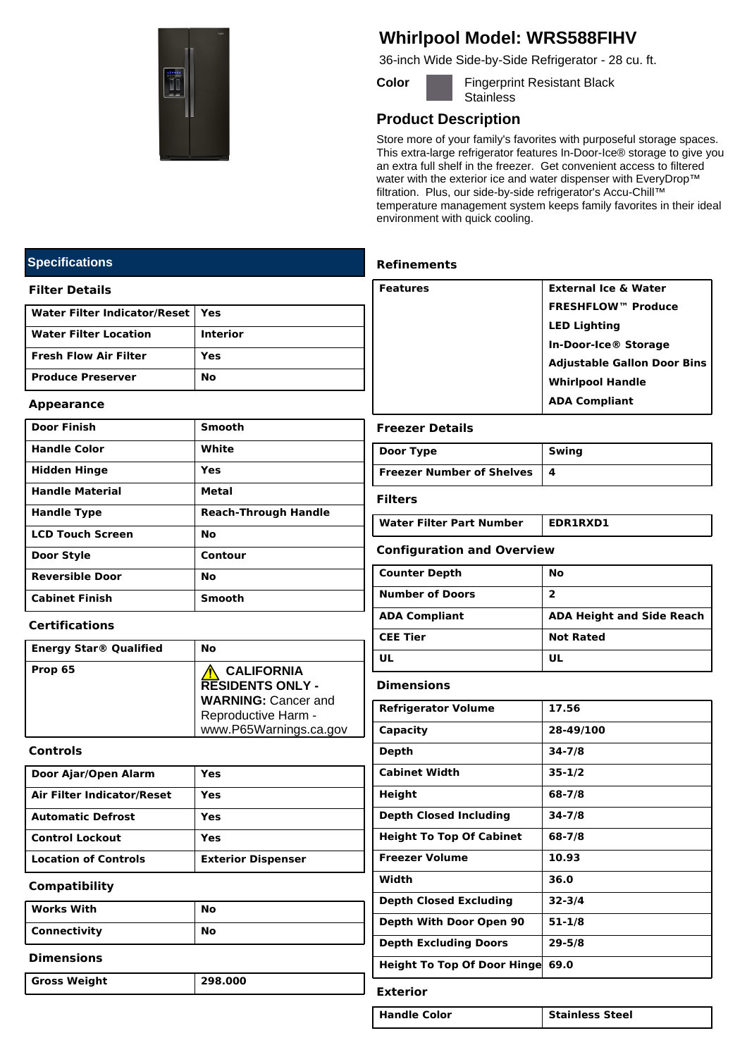# Whirlpool Model: WRS588FIHV

36-inch Wide Side-by-Side Refrigerator - 28 cu. ft.

**Color** Fingerprint Resistant Black Stainless

## Product Description

Store more of your family's favorites with purposeful storage spaces. This extra-large refrigerator features In-Door-Ice® storage to give you an extra full shelf in the freezer. Get convenient access to filtered water with the exterior ice and water dispenser with EveryDrop™ filtration. Plus, our side-by-side refrigerator's Accu-Chill™ temperature management system keeps family favorites in their ideal environment with quick cooling.

## Specifications

### Filter Details

| | |
|---|---|
| **Water Filter Indicator/Reset** | **Yes** |
| **Water Filter Location** | **Interior** |
| **Fresh Flow Air Filter** | **Yes** |
| **Produce Preserver** | **No** |

### Appearance

| | |
|---|---|
| **Door Finish** | **Smooth** |
| **Handle Color** | **White** |
| **Hidden Hinge** | **Yes** |
| **Handle Material** | **Metal** |
| **Handle Type** | **Reach-Through Handle** |
| **LCD Touch Screen** | **No** |
| **Door Style** | **Contour** |
| **Reversible Door** | **No** |
| **Cabinet Finish** | **Smooth** |

### Certifications

| | |
|---|---|
| **Energy Star® Qualified** | **No** |
| **Prop 65** | ⚠ **CALIFORNIA RESIDENTS ONLY - WARNING:** Cancer and Reproductive Harm - www.P65Warnings.ca.gov |

### Controls

| | |
|---|---|
| **Door Ajar/Open Alarm** | **Yes** |
| **Air Filter Indicator/Reset** | **Yes** |
| **Automatic Defrost** | **Yes** |
| **Control Lockout** | **Yes** |
| **Location of Controls** | **Exterior Dispenser** |

### Compatibility

| | |
|---|---|
| **Works With** | **No** |
| **Connectivity** | **No** |

### Dimensions

| | |
|---|---|
| **Gross Weight** | **298.000** |

### Refinements

| | |
|---|---|
| **Features** | **External Ice & Water**<br>**FRESHFLOW™ Produce**<br>**LED Lighting**<br>**In-Door-Ice® Storage**<br>**Adjustable Gallon Door Bins**<br>**Whirlpool Handle**<br>**ADA Compliant** |

### Freezer Details

| | |
|---|---|
| **Door Type** | **Swing** |
| **Freezer Number of Shelves** | **4** |

### Filters

| | |
|---|---|
| **Water Filter Part Number** | **EDR1RXD1** |

### Configuration and Overview

| | |
|---|---|
| **Counter Depth** | **No** |
| **Number of Doors** | **2** |
| **ADA Compliant** | **ADA Height and Side Reach** |
| **CEE Tier** | **Not Rated** |
| **UL** | **UL** |

### Dimensions

| | |
|---|---|
| **Refrigerator Volume** | **17.56** |
| **Capacity** | **28-49/100** |
| **Depth** | **34-7/8** |
| **Cabinet Width** | **35-1/2** |
| **Height** | **68-7/8** |
| **Depth Closed Including** | **34-7/8** |
| **Height To Top Of Cabinet** | **68-7/8** |
| **Freezer Volume** | **10.93** |
| **Width** | **36.0** |
| **Depth Closed Excluding** | **32-3/4** |
| **Depth With Door Open 90** | **51-1/8** |
| **Depth Excluding Doors** | **29-5/8** |
| **Height To Top Of Door Hinge** | **69.0** |

### Exterior

| | |
|---|---|
| **Handle Color** | **Stainless Steel** |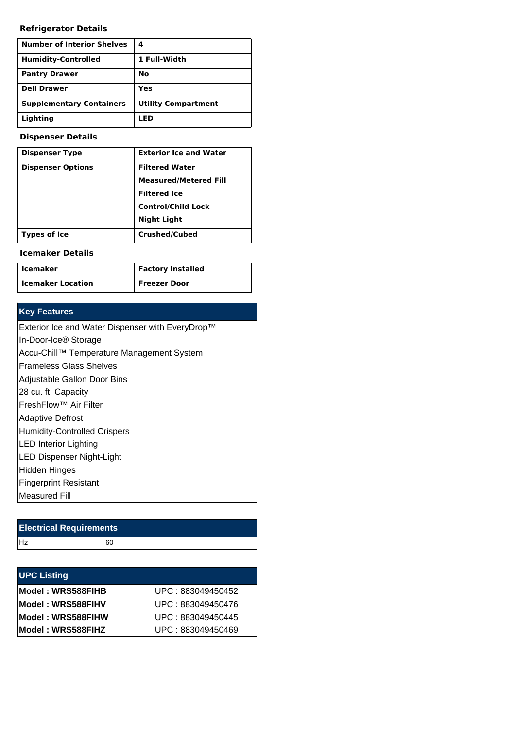### Refrigerator Details

| | |
|---|---|
| **Number of Interior Shelves** | **4** |
| **Humidity-Controlled** | **1 Full-Width** |
| **Pantry Drawer** | **No** |
| **Deli Drawer** | **Yes** |
| **Supplementary Containers** | **Utility Compartment** |
| **Lighting** | **LED** |

### Dispenser Details

| | |
|---|---|
| **Dispenser Type** | **Exterior Ice and Water** |
| **Dispenser Options** | **Filtered Water**<br>**Measured/Metered Fill**<br>**Filtered Ice**<br>**Control/Child Lock**<br>**Night Light** |
| **Types of Ice** | **Crushed/Cubed** |

### Icemaker Details

| | |
|---|---|
| **Icemaker** | **Factory Installed** |
| **Icemaker Location** | **Freezer Door** |

## Key Features

- Exterior Ice and Water Dispenser with EveryDrop™
- In-Door-Ice® Storage
- Accu-Chill™ Temperature Management System
- Frameless Glass Shelves
- Adjustable Gallon Door Bins
- 28 cu. ft. Capacity
- FreshFlow™ Air Filter
- Adaptive Defrost
- Humidity-Controlled Crispers
- LED Interior Lighting
- LED Dispenser Night-Light
- Hidden Hinges
- Fingerprint Resistant
- Measured Fill

## Electrical Requirements

| | |
|---|---|
| Hz | 60 |

## UPC Listing

| | |
|---|---|
| **Model : WRS588FIHB** | UPC : 883049450452 |
| **Model : WRS588FIHV** | UPC : 883049450476 |
| **Model : WRS588FIHW** | UPC : 883049450445 |
| **Model : WRS588FIHZ** | UPC : 883049450469 |